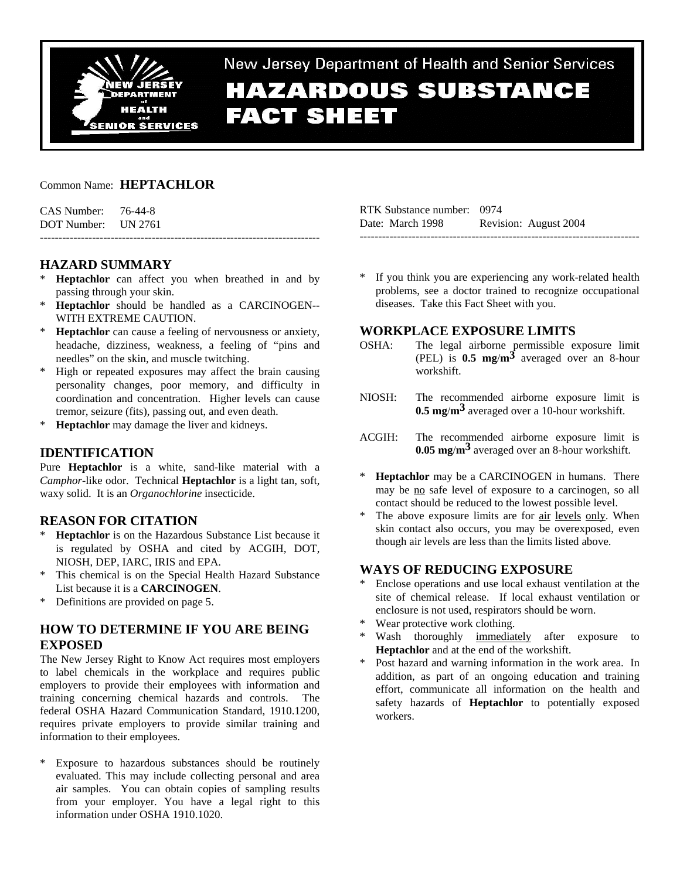# New Jersey Department of Health and Senior Services

# HAZARDOUS SUBSTANCE FACT SHEET

Common Name: **HEPTACHLOR**

CAS Number: 76-44-8
DOT Number: UN 2761

RTK Substance number: 0974
Date: March 1998 Revision: August 2004

---

## HAZARD SUMMARY

* **Heptachlor** can affect you when breathed in and by passing through your skin.
* **Heptachlor** should be handled as a CARCINOGEN--WITH EXTREME CAUTION.
* **Heptachlor** can cause a feeling of nervousness or anxiety, headache, dizziness, weakness, a feeling of "pins and needles" on the skin, and muscle twitching.
* High or repeated exposures may affect the brain causing personality changes, poor memory, and difficulty in coordination and concentration. Higher levels can cause tremor, seizure (fits), passing out, and even death.
* **Heptachlor** may damage the liver and kidneys.

## IDENTIFICATION

Pure **Heptachlor** is a white, sand-like material with a *Camphor*-like odor. Technical **Heptachlor** is a light tan, soft, waxy solid. It is an *Organochlorine* insecticide.

## REASON FOR CITATION

* **Heptachlor** is on the Hazardous Substance List because it is regulated by OSHA and cited by ACGIH, DOT, NIOSH, DEP, IARC, IRIS and EPA.
* This chemical is on the Special Health Hazard Substance List because it is a **CARCINOGEN**.
* Definitions are provided on page 5.

## HOW TO DETERMINE IF YOU ARE BEING EXPOSED

The New Jersey Right to Know Act requires most employers to label chemicals in the workplace and requires public employers to provide their employees with information and training concerning chemical hazards and controls. The federal OSHA Hazard Communication Standard, 1910.1200, requires private employers to provide similar training and information to their employees.

* Exposure to hazardous substances should be routinely evaluated. This may include collecting personal and area air samples. You can obtain copies of sampling results from your employer. You have a legal right to this information under OSHA 1910.1020.
* If you think you are experiencing any work-related health problems, see a doctor trained to recognize occupational diseases. Take this Fact Sheet with you.

## WORKPLACE EXPOSURE LIMITS

OSHA: The legal airborne permissible exposure limit (PEL) is **0.5 mg/m$^3$** averaged over an 8-hour workshift.

NIOSH: The recommended airborne exposure limit is **0.5 mg/m$^3$** averaged over a 10-hour workshift.

ACGIH: The recommended airborne exposure limit is **0.05 mg/m$^3$** averaged over an 8-hour workshift.

* **Heptachlor** may be a CARCINOGEN in humans. There may be no safe level of exposure to a carcinogen, so all contact should be reduced to the lowest possible level.
* The above exposure limits are for air levels only. When skin contact also occurs, you may be overexposed, even though air levels are less than the limits listed above.

## WAYS OF REDUCING EXPOSURE

* Enclose operations and use local exhaust ventilation at the site of chemical release. If local exhaust ventilation or enclosure is not used, respirators should be worn.
* Wear protective work clothing.
* Wash thoroughly immediately after exposure to **Heptachlor** and at the end of the workshift.
* Post hazard and warning information in the work area. In addition, as part of an ongoing education and training effort, communicate all information on the health and safety hazards of **Heptachlor** to potentially exposed workers.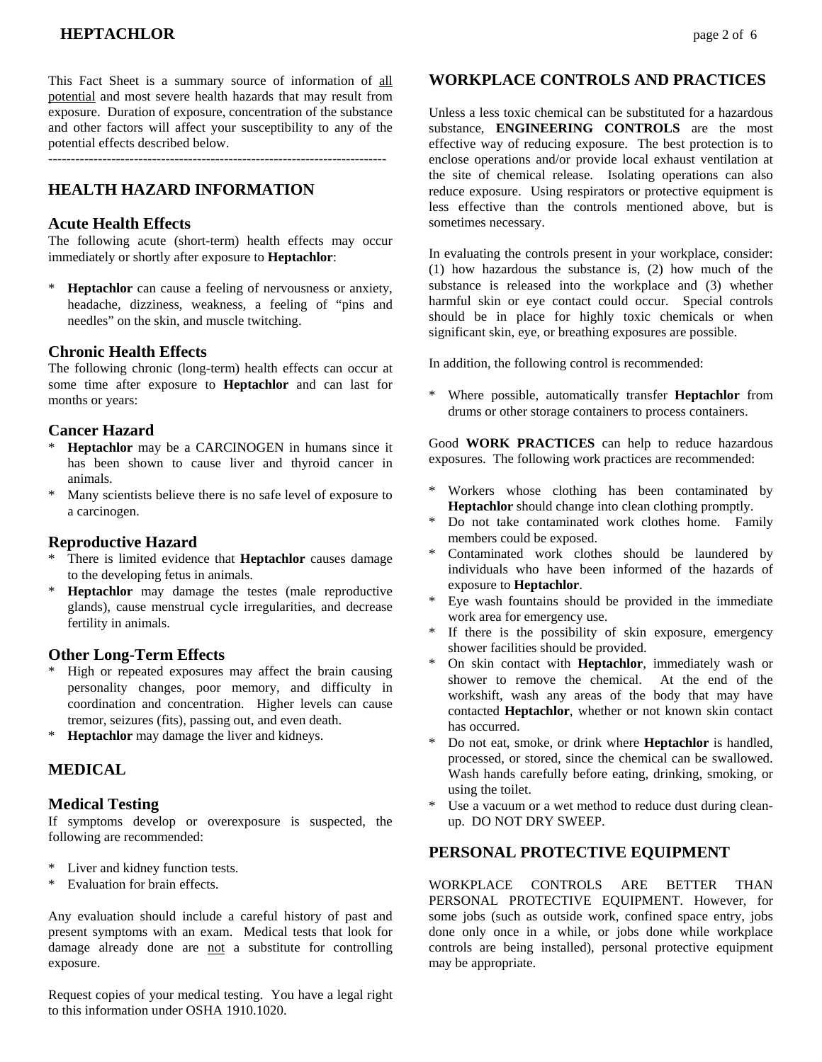This Fact Sheet is a summary source of information of all potential and most severe health hazards that may result from exposure. Duration of exposure, concentration of the substance and other factors will affect your susceptibility to any of the potential effects described below.

---------------------------------------------------------------------------

## HEALTH HAZARD INFORMATION

### Acute Health Effects

The following acute (short-term) health effects may occur immediately or shortly after exposure to **Heptachlor**:

* **Heptachlor** can cause a feeling of nervousness or anxiety, headache, dizziness, weakness, a feeling of "pins and needles" on the skin, and muscle twitching.

### Chronic Health Effects

The following chronic (long-term) health effects can occur at some time after exposure to **Heptachlor** and can last for months or years:

### Cancer Hazard

* **Heptachlor** may be a CARCINOGEN in humans since it has been shown to cause liver and thyroid cancer in animals.
* Many scientists believe there is no safe level of exposure to a carcinogen.

### Reproductive Hazard

* There is limited evidence that **Heptachlor** causes damage to the developing fetus in animals.
* **Heptachlor** may damage the testes (male reproductive glands), cause menstrual cycle irregularities, and decrease fertility in animals.

### Other Long-Term Effects

* High or repeated exposures may affect the brain causing personality changes, poor memory, and difficulty in coordination and concentration. Higher levels can cause tremor, seizures (fits), passing out, and even death.
* **Heptachlor** may damage the liver and kidneys.

## MEDICAL

### Medical Testing

If symptoms develop or overexposure is suspected, the following are recommended:

* Liver and kidney function tests.
* Evaluation for brain effects.

Any evaluation should include a careful history of past and present symptoms with an exam. Medical tests that look for damage already done are not a substitute for controlling exposure.

Request copies of your medical testing. You have a legal right to this information under OSHA 1910.1020.

## WORKPLACE CONTROLS AND PRACTICES

Unless a less toxic chemical can be substituted for a hazardous substance, **ENGINEERING CONTROLS** are the most effective way of reducing exposure. The best protection is to enclose operations and/or provide local exhaust ventilation at the site of chemical release. Isolating operations can also reduce exposure. Using respirators or protective equipment is less effective than the controls mentioned above, but is sometimes necessary.

In evaluating the controls present in your workplace, consider: (1) how hazardous the substance is, (2) how much of the substance is released into the workplace and (3) whether harmful skin or eye contact could occur. Special controls should be in place for highly toxic chemicals or when significant skin, eye, or breathing exposures are possible.

In addition, the following control is recommended:

* Where possible, automatically transfer **Heptachlor** from drums or other storage containers to process containers.

Good **WORK PRACTICES** can help to reduce hazardous exposures. The following work practices are recommended:

* Workers whose clothing has been contaminated by **Heptachlor** should change into clean clothing promptly.
* Do not take contaminated work clothes home. Family members could be exposed.
* Contaminated work clothes should be laundered by individuals who have been informed of the hazards of exposure to **Heptachlor**.
* Eye wash fountains should be provided in the immediate work area for emergency use.
* If there is the possibility of skin exposure, emergency shower facilities should be provided.
* On skin contact with **Heptachlor**, immediately wash or shower to remove the chemical. At the end of the workshift, wash any areas of the body that may have contacted **Heptachlor**, whether or not known skin contact has occurred.
* Do not eat, smoke, or drink where **Heptachlor** is handled, processed, or stored, since the chemical can be swallowed. Wash hands carefully before eating, drinking, smoking, or using the toilet.
* Use a vacuum or a wet method to reduce dust during clean-up. DO NOT DRY SWEEP.

## PERSONAL PROTECTIVE EQUIPMENT

WORKPLACE CONTROLS ARE BETTER THAN PERSONAL PROTECTIVE EQUIPMENT. However, for some jobs (such as outside work, confined space entry, jobs done only once in a while, or jobs done while workplace controls are being installed), personal protective equipment may be appropriate.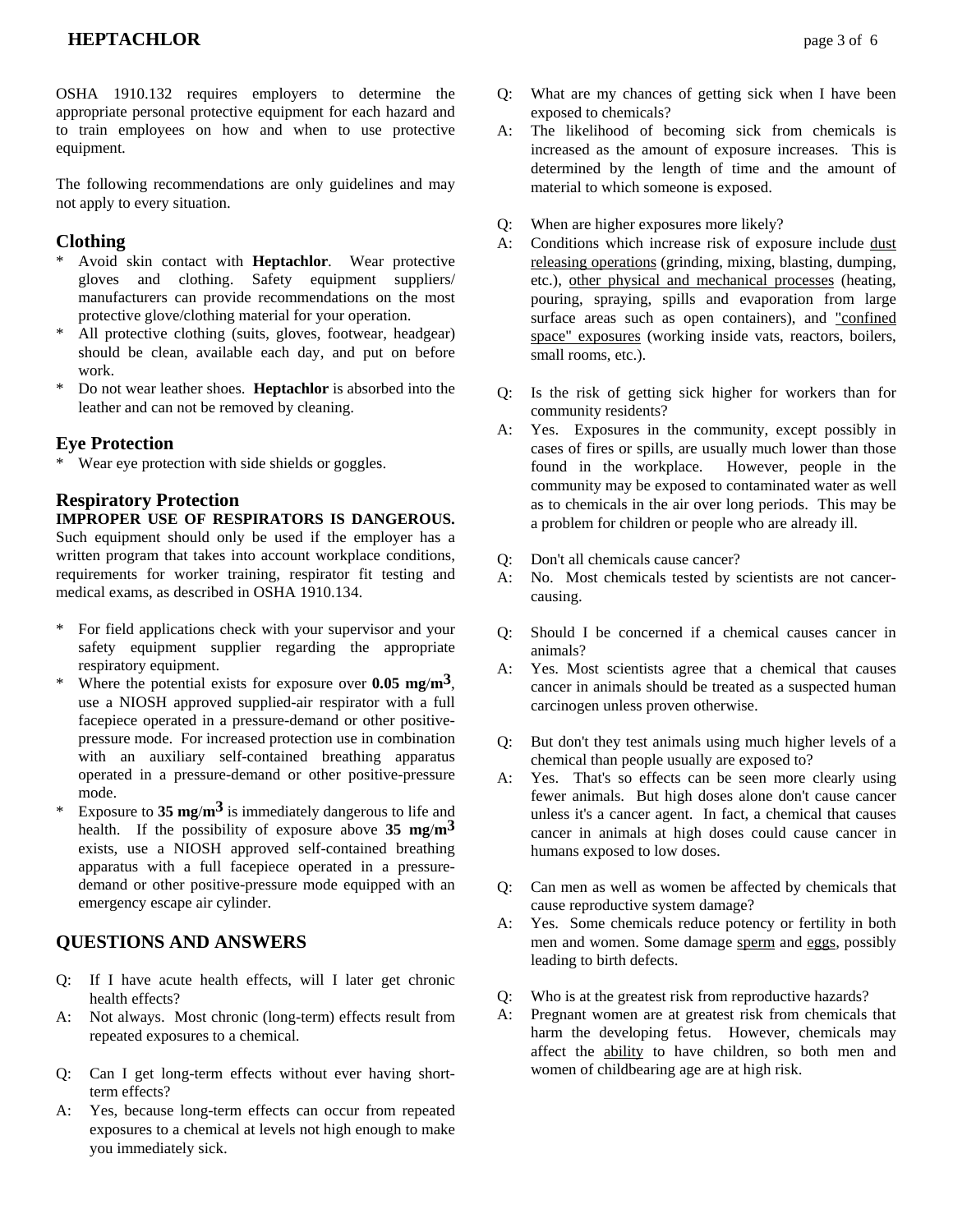OSHA 1910.132 requires employers to determine the appropriate personal protective equipment for each hazard and to train employees on how and when to use protective equipment.

The following recommendations are only guidelines and may not apply to every situation.

## Clothing

* Avoid skin contact with **Heptachlor**. Wear protective gloves and clothing. Safety equipment suppliers/ manufacturers can provide recommendations on the most protective glove/clothing material for your operation.
* All protective clothing (suits, gloves, footwear, headgear) should be clean, available each day, and put on before work.
* Do not wear leather shoes. **Heptachlor** is absorbed into the leather and can not be removed by cleaning.

## Eye Protection

* Wear eye protection with side shields or goggles.

## Respiratory Protection

**IMPROPER USE OF RESPIRATORS IS DANGEROUS.** Such equipment should only be used if the employer has a written program that takes into account workplace conditions, requirements for worker training, respirator fit testing and medical exams, as described in OSHA 1910.134.

* For field applications check with your supervisor and your safety equipment supplier regarding the appropriate respiratory equipment.
* Where the potential exists for exposure over **0.05 mg/m$^3$**, use a NIOSH approved supplied-air respirator with a full facepiece operated in a pressure-demand or other positive-pressure mode. For increased protection use in combination with an auxiliary self-contained breathing apparatus operated in a pressure-demand or other positive-pressure mode.
* Exposure to **35 mg/m$^3$** is immediately dangerous to life and health. If the possibility of exposure above **35 mg/m$^3$** exists, use a NIOSH approved self-contained breathing apparatus with a full facepiece operated in a pressure-demand or other positive-pressure mode equipped with an emergency escape air cylinder.

## QUESTIONS AND ANSWERS

Q: If I have acute health effects, will I later get chronic health effects?
A: Not always. Most chronic (long-term) effects result from repeated exposures to a chemical.

Q: Can I get long-term effects without ever having short-term effects?
A: Yes, because long-term effects can occur from repeated exposures to a chemical at levels not high enough to make you immediately sick.

Q: What are my chances of getting sick when I have been exposed to chemicals?
A: The likelihood of becoming sick from chemicals is increased as the amount of exposure increases. This is determined by the length of time and the amount of material to which someone is exposed.

Q: When are higher exposures more likely?
A: Conditions which increase risk of exposure include dust releasing operations (grinding, mixing, blasting, dumping, etc.), other physical and mechanical processes (heating, pouring, spraying, spills and evaporation from large surface areas such as open containers), and "confined space" exposures (working inside vats, reactors, boilers, small rooms, etc.).

Q: Is the risk of getting sick higher for workers than for community residents?
A: Yes. Exposures in the community, except possibly in cases of fires or spills, are usually much lower than those found in the workplace. However, people in the community may be exposed to contaminated water as well as to chemicals in the air over long periods. This may be a problem for children or people who are already ill.

Q: Don't all chemicals cause cancer?
A: No. Most chemicals tested by scientists are not cancer-causing.

Q: Should I be concerned if a chemical causes cancer in animals?
A: Yes. Most scientists agree that a chemical that causes cancer in animals should be treated as a suspected human carcinogen unless proven otherwise.

Q: But don't they test animals using much higher levels of a chemical than people usually are exposed to?
A: Yes. That's so effects can be seen more clearly using fewer animals. But high doses alone don't cause cancer unless it's a cancer agent. In fact, a chemical that causes cancer in animals at high doses could cause cancer in humans exposed to low doses.

Q: Can men as well as women be affected by chemicals that cause reproductive system damage?
A: Yes. Some chemicals reduce potency or fertility in both men and women. Some damage sperm and eggs, possibly leading to birth defects.

Q: Who is at the greatest risk from reproductive hazards?
A: Pregnant women are at greatest risk from chemicals that harm the developing fetus. However, chemicals may affect the ability to have children, so both men and women of childbearing age are at high risk.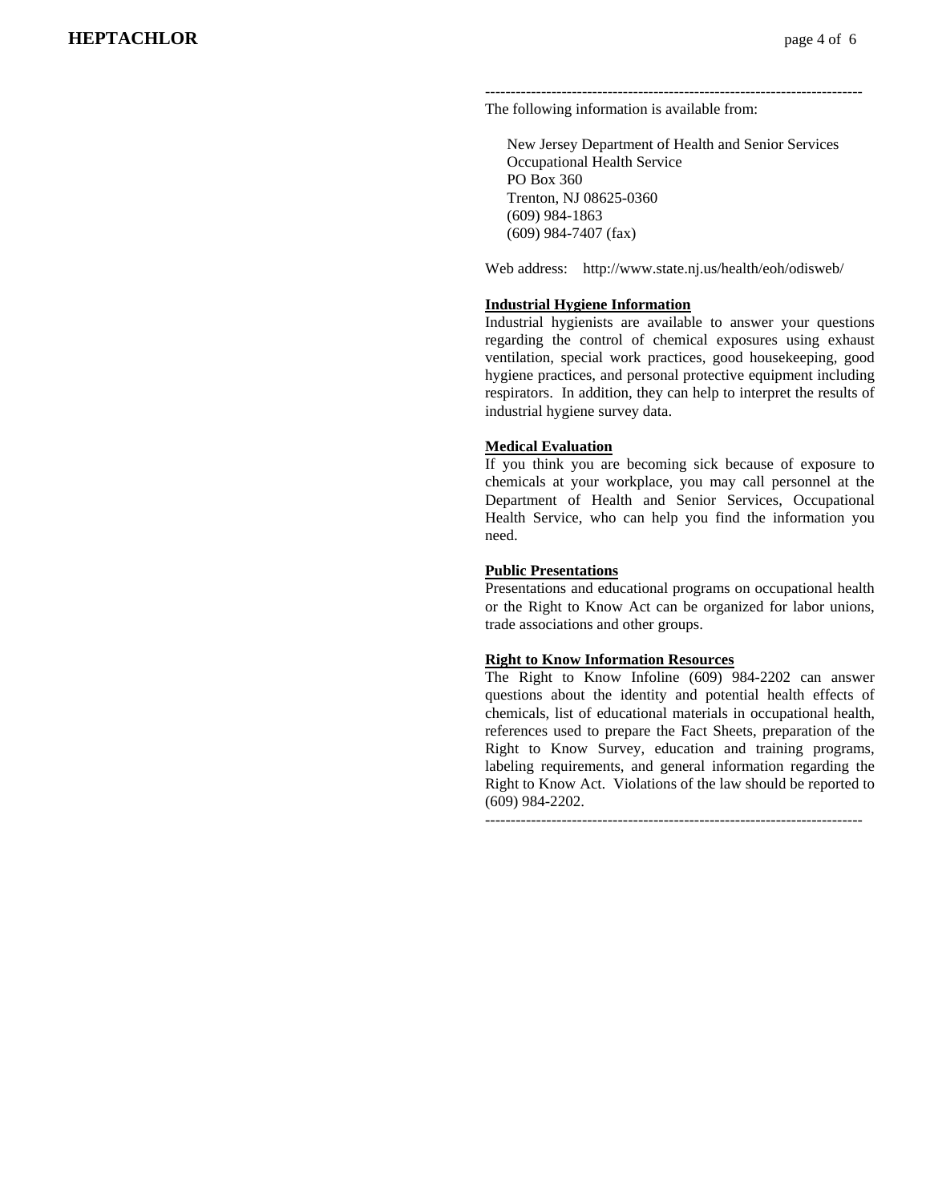---

The following information is available from:

New Jersey Department of Health and Senior Services
Occupational Health Service
PO Box 360
Trenton, NJ 08625-0360
(609) 984-1863
(609) 984-7407 (fax)

Web address: http://www.state.nj.us/health/eoh/odisweb/

**Industrial Hygiene Information**

Industrial hygienists are available to answer your questions regarding the control of chemical exposures using exhaust ventilation, special work practices, good housekeeping, good hygiene practices, and personal protective equipment including respirators. In addition, they can help to interpret the results of industrial hygiene survey data.

**Medical Evaluation**

If you think you are becoming sick because of exposure to chemicals at your workplace, you may call personnel at the Department of Health and Senior Services, Occupational Health Service, who can help you find the information you need.

**Public Presentations**

Presentations and educational programs on occupational health or the Right to Know Act can be organized for labor unions, trade associations and other groups.

**Right to Know Information Resources**

The Right to Know Infoline (609) 984-2202 can answer questions about the identity and potential health effects of chemicals, list of educational materials in occupational health, references used to prepare the Fact Sheets, preparation of the Right to Know Survey, education and training programs, labeling requirements, and general information regarding the Right to Know Act. Violations of the law should be reported to (609) 984-2202.

---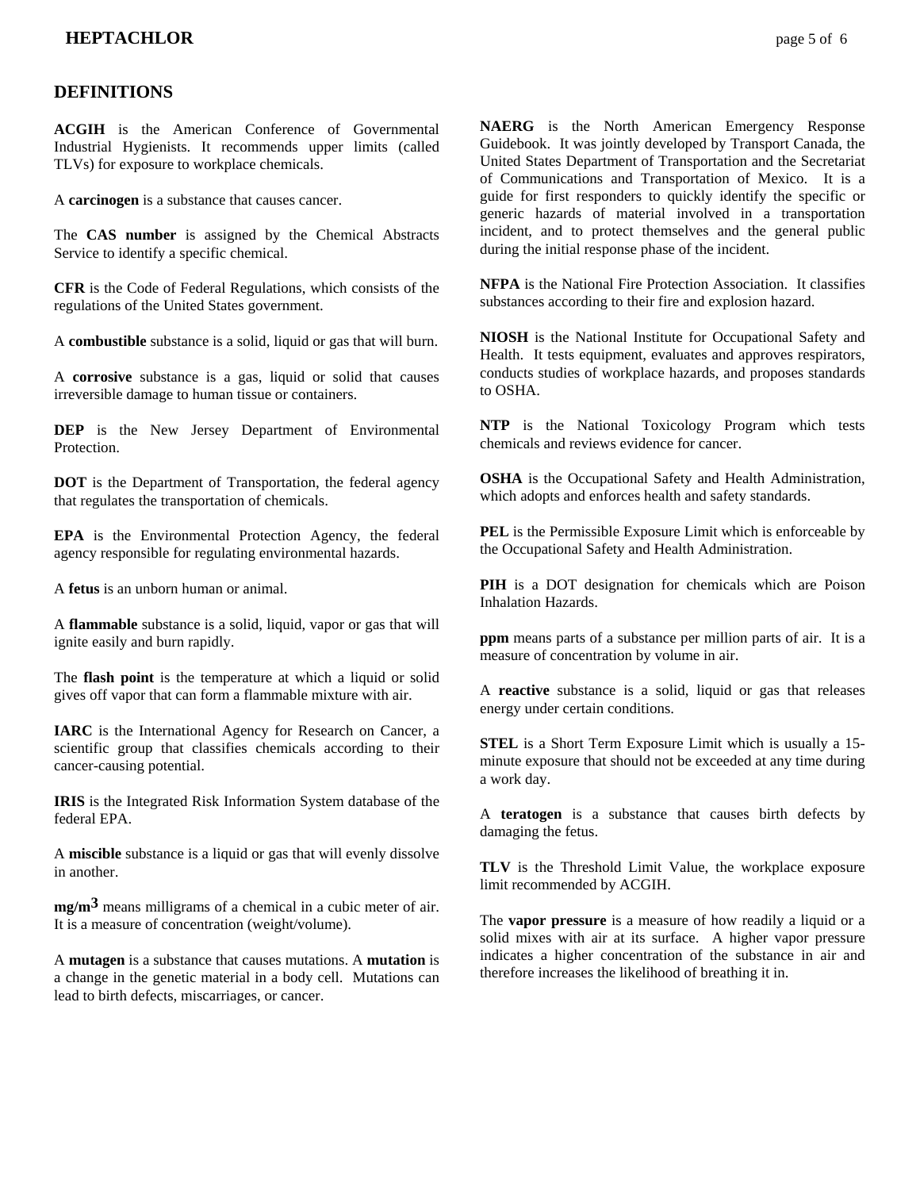## DEFINITIONS

**ACGIH** is the American Conference of Governmental Industrial Hygienists. It recommends upper limits (called TLVs) for exposure to workplace chemicals.

A **carcinogen** is a substance that causes cancer.

The **CAS number** is assigned by the Chemical Abstracts Service to identify a specific chemical.

**CFR** is the Code of Federal Regulations, which consists of the regulations of the United States government.

A **combustible** substance is a solid, liquid or gas that will burn.

A **corrosive** substance is a gas, liquid or solid that causes irreversible damage to human tissue or containers.

**DEP** is the New Jersey Department of Environmental Protection.

**DOT** is the Department of Transportation, the federal agency that regulates the transportation of chemicals.

**EPA** is the Environmental Protection Agency, the federal agency responsible for regulating environmental hazards.

A **fetus** is an unborn human or animal.

A **flammable** substance is a solid, liquid, vapor or gas that will ignite easily and burn rapidly.

The **flash point** is the temperature at which a liquid or solid gives off vapor that can form a flammable mixture with air.

**IARC** is the International Agency for Research on Cancer, a scientific group that classifies chemicals according to their cancer-causing potential.

**IRIS** is the Integrated Risk Information System database of the federal EPA.

A **miscible** substance is a liquid or gas that will evenly dissolve in another.

**mg/m$^3$** means milligrams of a chemical in a cubic meter of air. It is a measure of concentration (weight/volume).

A **mutagen** is a substance that causes mutations. A **mutation** is a change in the genetic material in a body cell. Mutations can lead to birth defects, miscarriages, or cancer.

**NAERG** is the North American Emergency Response Guidebook. It was jointly developed by Transport Canada, the United States Department of Transportation and the Secretariat of Communications and Transportation of Mexico. It is a guide for first responders to quickly identify the specific or generic hazards of material involved in a transportation incident, and to protect themselves and the general public during the initial response phase of the incident.

**NFPA** is the National Fire Protection Association. It classifies substances according to their fire and explosion hazard.

**NIOSH** is the National Institute for Occupational Safety and Health. It tests equipment, evaluates and approves respirators, conducts studies of workplace hazards, and proposes standards to OSHA.

**NTP** is the National Toxicology Program which tests chemicals and reviews evidence for cancer.

**OSHA** is the Occupational Safety and Health Administration, which adopts and enforces health and safety standards.

**PEL** is the Permissible Exposure Limit which is enforceable by the Occupational Safety and Health Administration.

**PIH** is a DOT designation for chemicals which are Poison Inhalation Hazards.

**ppm** means parts of a substance per million parts of air. It is a measure of concentration by volume in air.

A **reactive** substance is a solid, liquid or gas that releases energy under certain conditions.

**STEL** is a Short Term Exposure Limit which is usually a 15-minute exposure that should not be exceeded at any time during a work day.

A **teratogen** is a substance that causes birth defects by damaging the fetus.

**TLV** is the Threshold Limit Value, the workplace exposure limit recommended by ACGIH.

The **vapor pressure** is a measure of how readily a liquid or a solid mixes with air at its surface. A higher vapor pressure indicates a higher concentration of the substance in air and therefore increases the likelihood of breathing it in.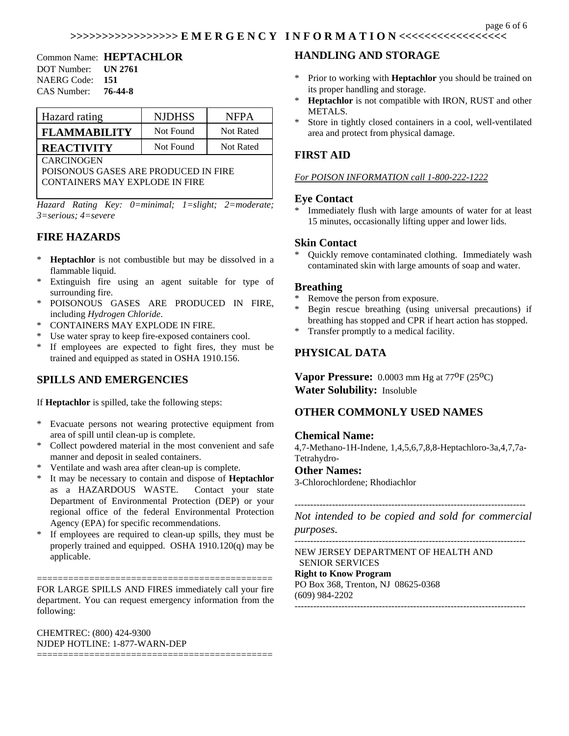# >>>>>>>>>>>>>>>>> E M E R G E N C Y   I N F O R M A T I O N <<<<<<<<<<<<<<<<<

Common Name: **HEPTACHLOR**
DOT Number: **UN 2761**
NAERG Code: **151**
CAS Number: **76-44-8**

| Hazard rating | NJDHSS | NFPA |
|---|---|---|
| **FLAMMABILITY** | Not Found | Not Rated |
| **REACTIVITY** | Not Found | Not Rated |
| CARCINOGEN<br>POISONOUS GASES ARE PRODUCED IN FIRE<br>CONTAINERS MAY EXPLODE IN FIRE | | |

*Hazard Rating Key: 0=minimal; 1=slight; 2=moderate; 3=serious; 4=severe*

## FIRE HAZARDS

* **Heptachlor** is not combustible but may be dissolved in a flammable liquid.
* Extinguish fire using an agent suitable for type of surrounding fire.
* POISONOUS GASES ARE PRODUCED IN FIRE, including *Hydrogen Chloride*.
* CONTAINERS MAY EXPLODE IN FIRE.
* Use water spray to keep fire-exposed containers cool.
* If employees are expected to fight fires, they must be trained and equipped as stated in OSHA 1910.156.

## SPILLS AND EMERGENCIES

If **Heptachlor** is spilled, take the following steps:

* Evacuate persons not wearing protective equipment from area of spill until clean-up is complete.
* Collect powdered material in the most convenient and safe manner and deposit in sealed containers.
* Ventilate and wash area after clean-up is complete.
* It may be necessary to contain and dispose of **Heptachlor** as a HAZARDOUS WASTE. Contact your state Department of Environmental Protection (DEP) or your regional office of the federal Environmental Protection Agency (EPA) for specific recommendations.
* If employees are required to clean-up spills, they must be properly trained and equipped. OSHA 1910.120(q) may be applicable.

============================================

FOR LARGE SPILLS AND FIRES immediately call your fire department. You can request emergency information from the following:

CHEMTREC: (800) 424-9300
NJDEP HOTLINE: 1-877-WARN-DEP

============================================

## HANDLING AND STORAGE

* Prior to working with **Heptachlor** you should be trained on its proper handling and storage.
* **Heptachlor** is not compatible with IRON, RUST and other METALS.
* Store in tightly closed containers in a cool, well-ventilated area and protect from physical damage.

## FIRST AID

*For POISON INFORMATION call 1-800-222-1222*

### Eye Contact

* Immediately flush with large amounts of water for at least 15 minutes, occasionally lifting upper and lower lids.

### Skin Contact

* Quickly remove contaminated clothing. Immediately wash contaminated skin with large amounts of soap and water.

### Breathing

* Remove the person from exposure.
* Begin rescue breathing (using universal precautions) if breathing has stopped and CPR if heart action has stopped.
* Transfer promptly to a medical facility.

## PHYSICAL DATA

**Vapor Pressure:** 0.0003 mm Hg at 77$^{o}$F (25$^{o}$C)
**Water Solubility:** Insoluble

## OTHER COMMONLY USED NAMES

### Chemical Name:

4,7-Methano-1H-Indene, 1,4,5,6,7,8,8-Heptachloro-3a,4,7,7a-Tetrahydro-

### Other Names:

3-Chlorochlordene; Rhodiachlor

---

*Not intended to be copied and sold for commercial purposes.*

---

NEW JERSEY DEPARTMENT OF HEALTH AND SENIOR SERVICES
**Right to Know Program**
PO Box 368, Trenton, NJ 08625-0368
(609) 984-2202

---